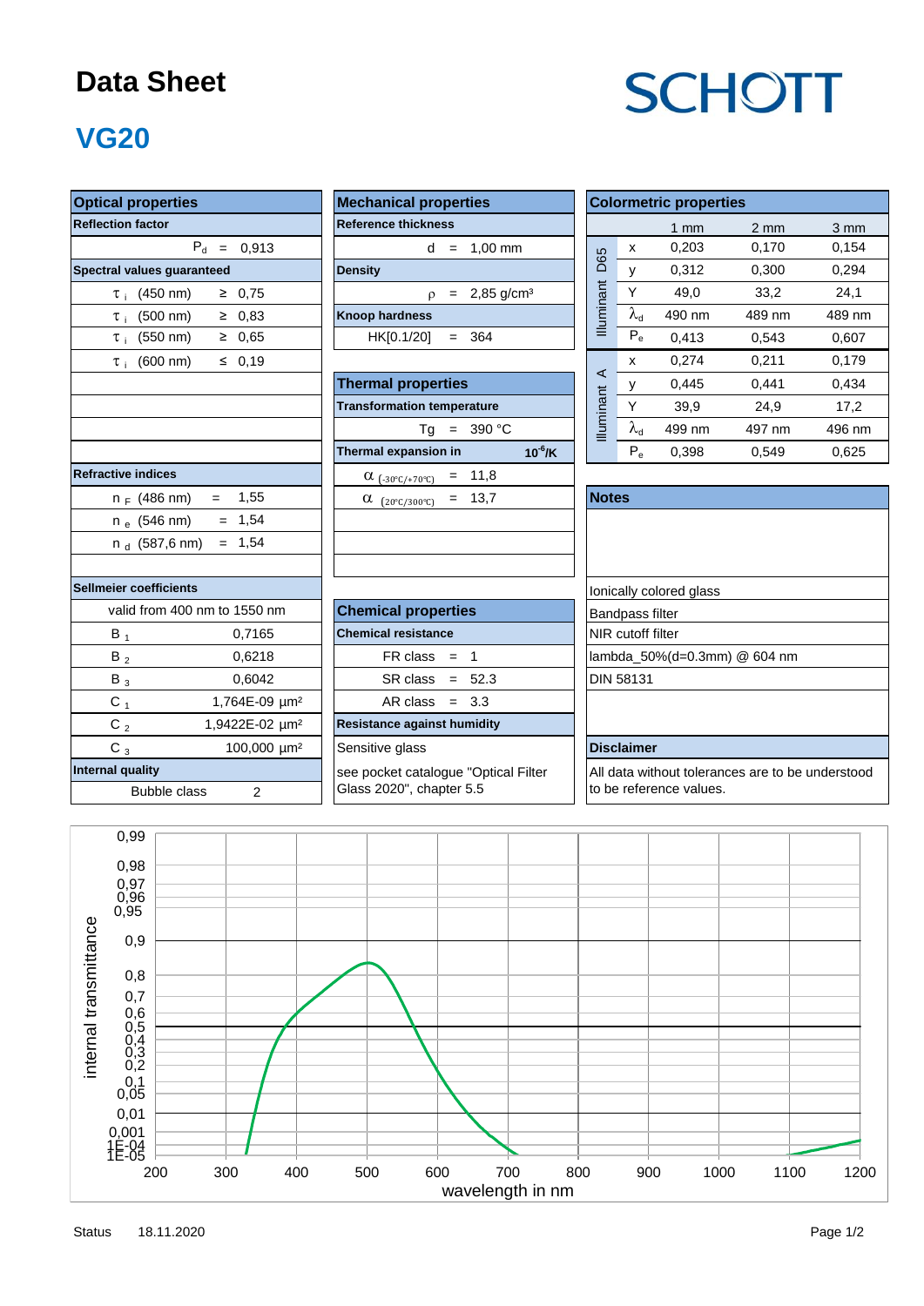# Data Sheet

SCHOTT

## VG20

### Optical properties

| Reflection factor | |
|---|---|
| $P_d$ = | 0,913 |

| Spectral values guaranteed | |
|---|---|
| $\tau_i$ (450 nm) | ≥ 0,75 |
| $\tau_i$ (500 nm) | ≥ 0,83 |
| $\tau_i$ (550 nm) | ≥ 0,65 |
| $\tau_i$ (600 nm) | ≤ 0,19 |

| Refractive indices | |
|---|---|
| $n_F$ (486 nm) | = 1,55 |
| $n_e$ (546 nm) | = 1,54 |
| $n_d$ (587,6 nm) | = 1,54 |

| Sellmeier coefficients | |
|---|---|
| valid from 400 nm to 1550 nm | |
| $B_1$ | 0,7165 |
| $B_2$ | 0,6218 |
| $B_3$ | 0,6042 |
| $C_1$ | 1,764E-09 µm² |
| $C_2$ | 1,9422E-02 µm² |
| $C_3$ | 100,000 µm² |

| Internal quality | |
|---|---|
| Bubble class | 2 |

### Mechanical properties

| Reference thickness | |
|---|---|
| d = | 1,00 mm |

| Density | |
|---|---|
| $\rho$ = | 2,85 g/cm³ |

| Knoop hardness | |
|---|---|
| HK[0.1/20] = | 364 |

### Thermal properties

| Transformation temperature | |
|---|---|
| Tg = | 390 °C |

| Thermal expansion in | $10^{-6}$/K |
|---|---|
| $\alpha_{(-30°C/+70°C)}$ = | 11,8 |
| $\alpha_{(20°C/300°C)}$ = | 13,7 |

### Chemical properties

| Chemical resistance | |
|---|---|
| FR class = | 1 |
| SR class = | 52.3 |
| AR class = | 3.3 |

| Resistance against humidity |
|---|
| Sensitive glass |
| see pocket catalogue "Optical Filter Glass 2020", chapter 5.5 |

### Colormetric properties

| | | 1 mm | 2 mm | 3 mm |
|---|---|---|---|---|
| Illuminant D65 | x | 0,203 | 0,170 | 0,154 |
| | y | 0,312 | 0,300 | 0,294 |
| | Y | 49,0 | 33,2 | 24,1 |
| | $\lambda_d$ | 490 nm | 489 nm | 489 nm |
| | $P_e$ | 0,413 | 0,543 | 0,607 |
| Illuminant A | x | 0,274 | 0,211 | 0,179 |
| | y | 0,445 | 0,441 | 0,434 |
| | Y | 39,9 | 24,9 | 17,2 |
| | $\lambda_d$ | 499 nm | 497 nm | 496 nm |
| | $P_e$ | 0,398 | 0,549 | 0,625 |

### Notes

Ionically colored glass

Bandpass filter

NIR cutoff filter

lambda_50%(d=0.3mm) @ 604 nm

DIN 58131

### Disclaimer

All data without tolerances are to be understood to be reference values.

Status 18.11.2020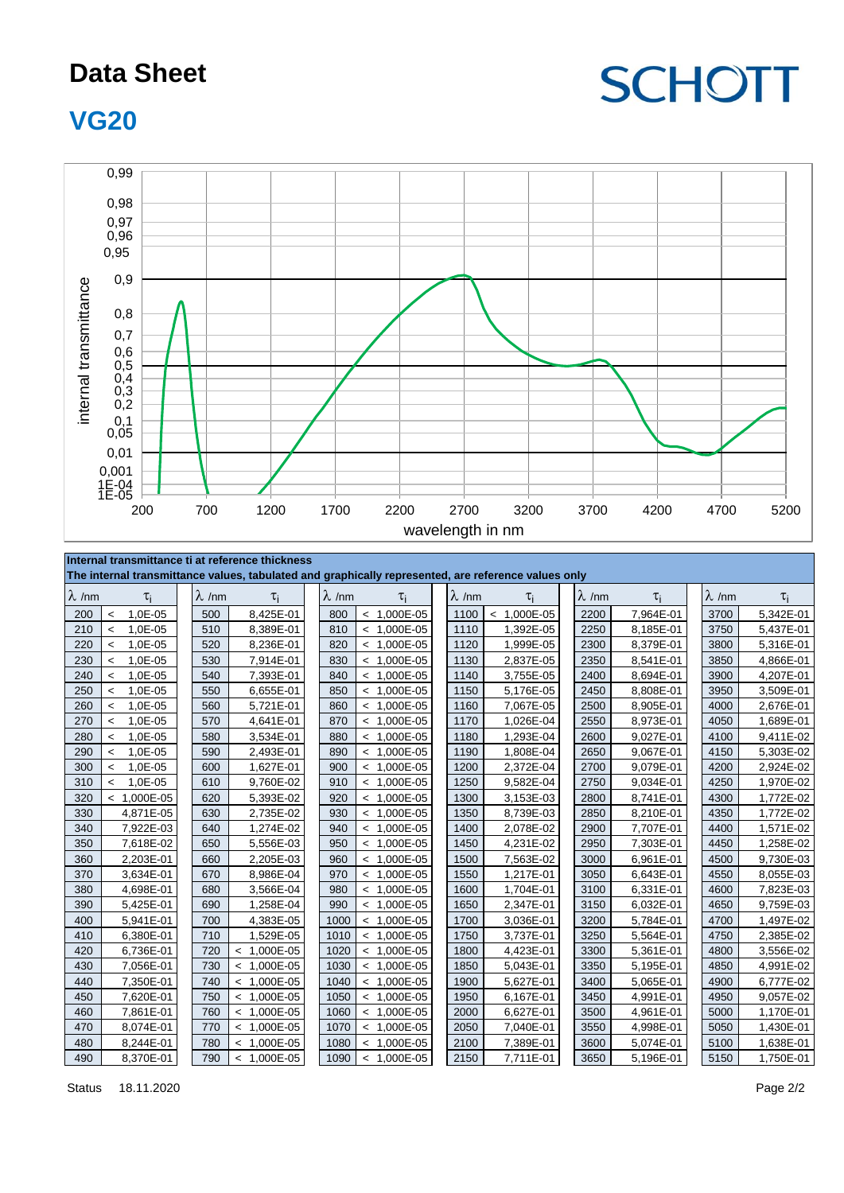# Data Sheet

SCHOTT

## VG20

0,99
0,98
0,97
0,96
0,95
0,9
0,8
0,7
0,6
0,5
0,4
0,3
0,2
0,1
0,05
0,01
0,001
1E-04
1E-05

internal transmittance

200 700 1200 1700 2200 2700 3200 3700 4200 4700 5200

wavelength in nm

**Internal transmittance ti at reference thickness**

**The internal transmittance values, tabulated and graphically represented, are reference values only**

| λ /nm | $\tau_i$ | λ /nm | $\tau_i$ | λ /nm | $\tau_i$ | λ /nm | $\tau_i$ | λ /nm | $\tau_i$ | λ /nm | $\tau_i$ |
|---|---|---|---|---|---|---|---|---|---|---|---|
| 200 | < 1,0E-05 | 500 | 8,425E-01 | 800 | < 1,000E-05 | 1100 | < 1,000E-05 | 2200 | 7,964E-01 | 3700 | 5,342E-01 |
| 210 | < 1,0E-05 | 510 | 8,389E-01 | 810 | < 1,000E-05 | 1110 | 1,392E-05 | 2250 | 8,185E-01 | 3750 | 5,437E-01 |
| 220 | < 1,0E-05 | 520 | 8,236E-01 | 820 | < 1,000E-05 | 1120 | 1,999E-05 | 2300 | 8,379E-01 | 3800 | 5,316E-01 |
| 230 | < 1,0E-05 | 530 | 7,914E-01 | 830 | < 1,000E-05 | 1130 | 2,837E-05 | 2350 | 8,541E-01 | 3850 | 4,866E-01 |
| 240 | < 1,0E-05 | 540 | 7,393E-01 | 840 | < 1,000E-05 | 1140 | 3,755E-05 | 2400 | 8,694E-01 | 3900 | 4,207E-01 |
| 250 | < 1,0E-05 | 550 | 6,655E-01 | 850 | < 1,000E-05 | 1150 | 5,176E-05 | 2450 | 8,808E-01 | 3950 | 3,509E-01 |
| 260 | < 1,0E-05 | 560 | 5,721E-01 | 860 | < 1,000E-05 | 1160 | 7,067E-05 | 2500 | 8,905E-01 | 4000 | 2,676E-01 |
| 270 | < 1,0E-05 | 570 | 4,641E-01 | 870 | < 1,000E-05 | 1170 | 1,026E-04 | 2550 | 8,973E-01 | 4050 | 1,689E-01 |
| 280 | < 1,0E-05 | 580 | 3,534E-01 | 880 | < 1,000E-05 | 1180 | 1,293E-04 | 2600 | 9,027E-01 | 4100 | 9,411E-02 |
| 290 | < 1,0E-05 | 590 | 2,493E-01 | 890 | < 1,000E-05 | 1190 | 1,808E-04 | 2650 | 9,067E-01 | 4150 | 5,303E-02 |
| 300 | < 1,0E-05 | 600 | 1,627E-01 | 900 | < 1,000E-05 | 1200 | 2,372E-04 | 2700 | 9,079E-01 | 4200 | 2,924E-02 |
| 310 | < 1,0E-05 | 610 | 9,760E-02 | 910 | < 1,000E-05 | 1250 | 9,582E-04 | 2750 | 9,034E-01 | 4250 | 1,970E-02 |
| 320 | < 1,000E-05 | 620 | 5,393E-02 | 920 | < 1,000E-05 | 1300 | 3,153E-03 | 2800 | 8,741E-01 | 4300 | 1,772E-02 |
| 330 | 4,871E-05 | 630 | 2,735E-02 | 930 | < 1,000E-05 | 1350 | 8,739E-03 | 2850 | 8,210E-01 | 4350 | 1,772E-02 |
| 340 | 7,922E-03 | 640 | 1,274E-02 | 940 | < 1,000E-05 | 1400 | 2,078E-02 | 2900 | 7,707E-01 | 4400 | 1,571E-02 |
| 350 | 7,618E-02 | 650 | 5,556E-03 | 950 | < 1,000E-05 | 1450 | 4,231E-02 | 2950 | 7,303E-01 | 4450 | 1,258E-02 |
| 360 | 2,203E-01 | 660 | 2,205E-03 | 960 | < 1,000E-05 | 1500 | 7,563E-02 | 3000 | 6,961E-01 | 4500 | 9,730E-03 |
| 370 | 3,634E-01 | 670 | 8,986E-04 | 970 | < 1,000E-05 | 1550 | 1,217E-01 | 3050 | 6,643E-01 | 4550 | 8,055E-03 |
| 380 | 4,698E-01 | 680 | 3,566E-04 | 980 | < 1,000E-05 | 1600 | 1,704E-01 | 3100 | 6,331E-01 | 4600 | 7,823E-03 |
| 390 | 5,425E-01 | 690 | 1,258E-04 | 990 | < 1,000E-05 | 1650 | 2,347E-01 | 3150 | 6,032E-01 | 4650 | 9,759E-03 |
| 400 | 5,941E-01 | 700 | 4,383E-05 | 1000 | < 1,000E-05 | 1700 | 3,036E-01 | 3200 | 5,784E-01 | 4700 | 1,497E-02 |
| 410 | 6,380E-01 | 710 | 1,529E-05 | 1010 | < 1,000E-05 | 1750 | 3,737E-01 | 3250 | 5,564E-01 | 4750 | 2,385E-02 |
| 420 | 6,736E-01 | 720 | < 1,000E-05 | 1020 | < 1,000E-05 | 1800 | 4,423E-01 | 3300 | 5,361E-01 | 4800 | 3,556E-02 |
| 430 | 7,056E-01 | 730 | < 1,000E-05 | 1030 | < 1,000E-05 | 1850 | 5,043E-01 | 3350 | 5,195E-01 | 4850 | 4,991E-02 |
| 440 | 7,350E-01 | 740 | < 1,000E-05 | 1040 | < 1,000E-05 | 1900 | 5,627E-01 | 3400 | 5,065E-01 | 4900 | 6,777E-02 |
| 450 | 7,620E-01 | 750 | < 1,000E-05 | 1050 | < 1,000E-05 | 1950 | 6,167E-01 | 3450 | 4,991E-01 | 4950 | 9,057E-02 |
| 460 | 7,861E-01 | 760 | < 1,000E-05 | 1060 | < 1,000E-05 | 2000 | 6,627E-01 | 3500 | 4,961E-01 | 5000 | 1,170E-01 |
| 470 | 8,074E-01 | 770 | < 1,000E-05 | 1070 | < 1,000E-05 | 2050 | 7,040E-01 | 3550 | 4,998E-01 | 5050 | 1,430E-01 |
| 480 | 8,244E-01 | 780 | < 1,000E-05 | 1080 | < 1,000E-05 | 2100 | 7,389E-01 | 3600 | 5,074E-01 | 5100 | 1,638E-01 |
| 490 | 8,370E-01 | 790 | < 1,000E-05 | 1090 | < 1,000E-05 | 2150 | 7,711E-01 | 3650 | 5,196E-01 | 5150 | 1,750E-01 |

Status 18.11.2020